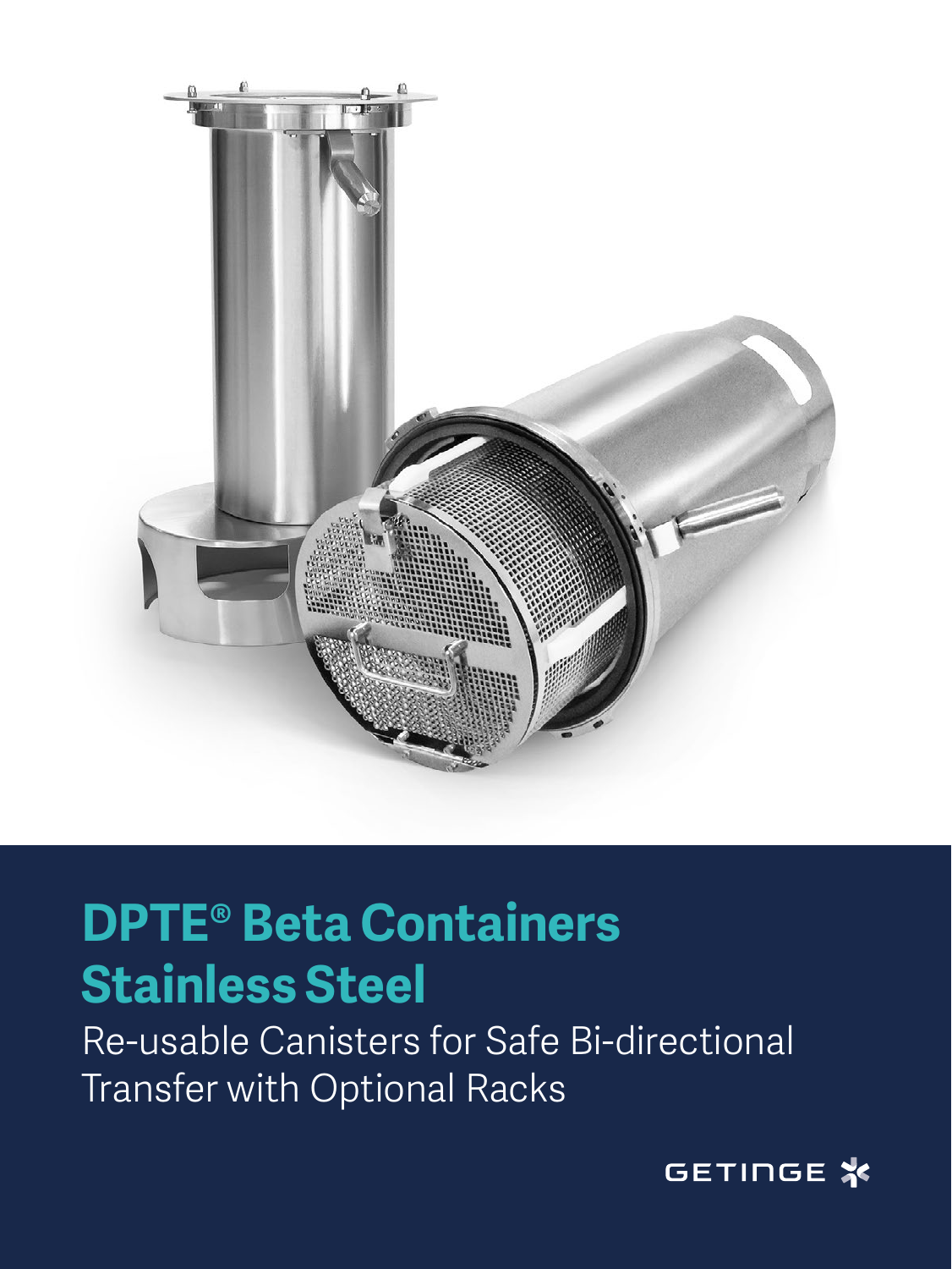# DPTE® Beta Containers Stainless Steel

Re-usable Canisters for Safe Bi-directional Transfer with Optional Racks

GETINGE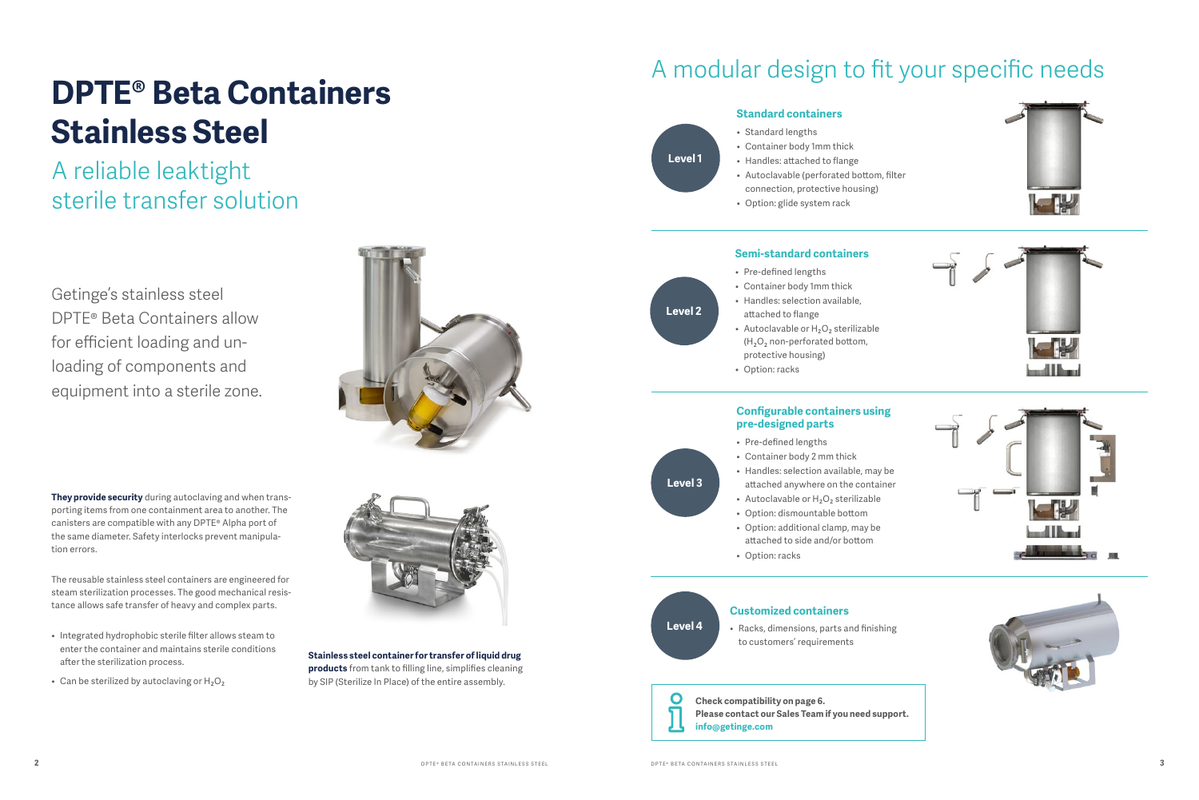# DPTE® Beta Containers Stainless Steel

## A reliable leaktight sterile transfer solution

Getinge's stainless steel DPTE® Beta Containers allow for efficient loading and unloading of components and equipment into a sterile zone.

**They provide security** during autoclaving and when transporting items from one containment area to another. The canisters are compatible with any DPTE® Alpha port of the same diameter. Safety interlocks prevent manipulation errors.

The reusable stainless steel containers are engineered for steam sterilization processes. The good mechanical resistance allows safe transfer of heavy and complex parts.

- Integrated hydrophobic sterile filter allows steam to enter the container and maintains sterile conditions after the sterilization process.
- Can be sterilized by autoclaving or $H_2O_2$

**Stainless steel container for transfer of liquid drug products** from tank to filling line, simplifies cleaning by SIP (Sterilize In Place) of the entire assembly.

## A modular design to fit your specific needs

### Level 1 – Standard containers

- Standard lengths
- Container body 1mm thick
- Handles: attached to flange
- Autoclavable (perforated bottom, filter connection, protective housing)
- Option: glide system rack

### Level 2 – Semi-standard containers

- Pre-defined lengths
- Container body 1mm thick
- Handles: selection available, attached to flange
- Autoclavable or $H_2O_2$ sterilizable ($H_2O_2$ non-perforated bottom, protective housing)
- Option: racks

### Level 3 – Configurable containers using pre-designed parts

- Pre-defined lengths
- Container body 2 mm thick
- Handles: selection available, may be attached anywhere on the container
- Autoclavable or $H_2O_2$ sterilizable
- Option: dismountable bottom
- Option: additional clamp, may be attached to side and/or bottom
- Option: racks

### Level 4 – Customized containers

- Racks, dimensions, parts and finishing to customers' requirements

**Check compatibility on page 6.**
**Please contact our Sales Team if you need support.**
**info@getinge.com**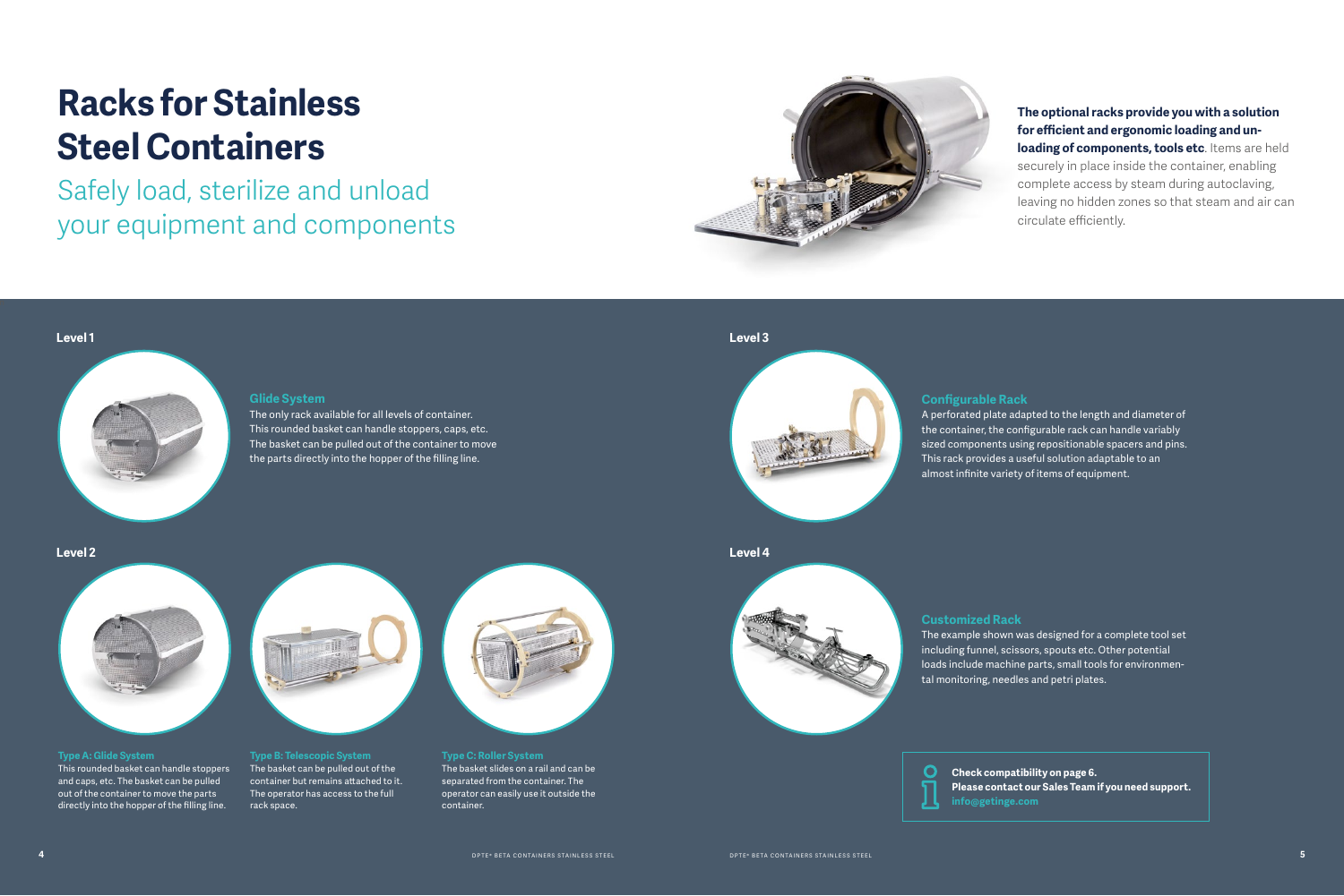# Racks for Stainless Steel Containers

## Safely load, sterilize and unload your equipment and components

**The optional racks provide you with a solution for efficient and ergonomic loading and unloading of components, tools etc**. Items are held securely in place inside the container, enabling complete access by steam during autoclaving, leaving no hidden zones so that steam and air can circulate efficiently.

### Level 1

#### Glide System

The only rack available for all levels of container. This rounded basket can handle stoppers, caps, etc. The basket can be pulled out of the container to move the parts directly into the hopper of the filling line.

### Level 2

#### Type A: Glide System

This rounded basket can handle stoppers and caps, etc. The basket can be pulled out of the container to move the parts directly into the hopper of the filling line.

#### Type B: Telescopic System

The basket can be pulled out of the container but remains attached to it. The operator has access to the full rack space.

#### Type C: Roller System

The basket slides on a rail and can be separated from the container. The operator can easily use it outside the container.

### Level 3

#### Configurable Rack

A perforated plate adapted to the length and diameter of the container, the configurable rack can handle variably sized components using repositionable spacers and pins. This rack provides a useful solution adaptable to an almost infinite variety of items of equipment.

### Level 4

#### Customized Rack

The example shown was designed for a complete tool set including funnel, scissors, spouts etc. Other potential loads include machine parts, small tools for environmental monitoring, needles and petri plates.

**Check compatibility on page 6.**
**Please contact our Sales Team if you need support.**
**info@getinge.com**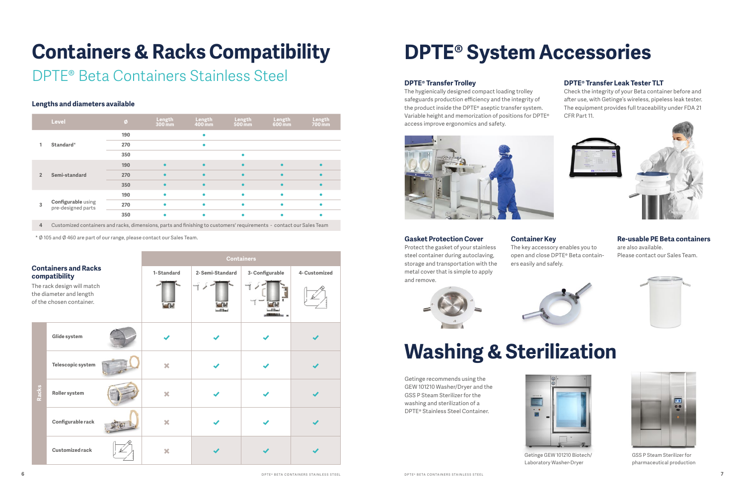# Containers & Racks Compatibility

## DPTE® Beta Containers Stainless Steel

### Lengths and diameters available

| | Level | Ø | Length 300 mm | Length 400 mm | Length 500 mm | Length 600 mm | Length 700 mm |
|---|---|---|---|---|---|---|---|
| 1 | Standard* | 190 | | • | | | |
| | | 270 | | • | | | |
| | | 350 | | | • | | |
| 2 | Semi-standard | 190 | • | • | • | • | • |
| | | 270 | • | • | • | • | • |
| | | 350 | • | • | • | • | • |
| 3 | **Configurable** using pre-designed parts | 190 | • | • | • | • | • |
| | | 270 | • | • | • | • | • |
| | | 350 | • | • | • | • | • |
| 4 | Customized containers and racks, dimensions, parts and finishing to customers' requirements - contact our Sales Team | | | | | | |

\* Ø 105 and Ø 460 are part of our range, please contact our Sales Team.

### Containers and Racks compatibility

The rack design will match the diameter and length of the chosen container.

| Racks | Containers: 1- Standard | 2- Semi-Standard | 3- Configurable | 4- Customized |
|---|---|---|---|---|
| Glide system | ✓ | ✓ | ✓ | ✓ |
| Telescopic system | ✗ | ✓ | ✓ | ✓ |
| Roller system | ✗ | ✓ | ✓ | ✓ |
| Configurable rack | ✗ | ✓ | ✓ | ✓ |
| Customized rack | ✗ | ✓ | ✓ | ✓ |

# DPTE® System Accessories

### DPTE® Transfer Trolley

The hygienically designed compact loading trolley safeguards production efficiency and the integrity of the product inside the DPTE® aseptic transfer system. Variable height and memorization of positions for DPTE® access improve ergonomics and safety.

### DPTE® Transfer Leak Tester TLT

Check the integrity of your Beta container before and after use, with Getinge's wireless, pipeless leak tester. The equipment provides full traceability under FDA 21 CFR Part 11.

### Gasket Protection Cover

Protect the gasket of your stainless steel container during autoclaving, storage and transportation with the metal cover that is simple to apply and remove.

### Container Key

The key accessory enables you to open and close DPTE® Beta containers easily and safely.

### Re-usable PE Beta containers

are also available.
Please contact our Sales Team.

# Washing & Sterilization

Getinge recommends using the GEW 101210 Washer/Dryer and the GSS P Steam Sterilizer for the washing and sterilization of a DPTE® Stainless Steel Container.

Getinge GEW 101210 Biotech/ Laboratory Washer-Dryer

GSS P Steam Sterilizer for pharmaceutical production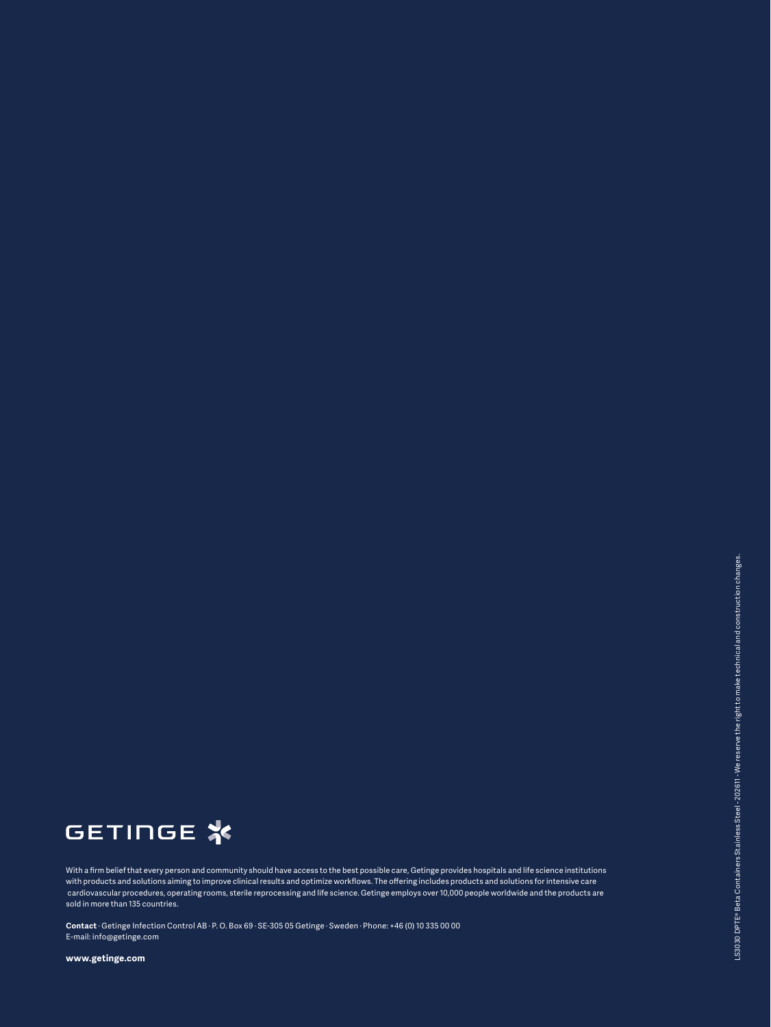GETINGE

With a firm belief that every person and community should have access to the best possible care, Getinge provides hospitals and life science institutions with products and solutions aiming to improve clinical results and optimize workflows. The offering includes products and solutions for intensive care cardiovascular procedures, operating rooms, sterile reprocessing and life science. Getinge employs over 10,000 people worldwide and the products are sold in more than 135 countries.

**Contact** · Getinge Infection Control AB · P. O. Box 69 · SE-305 05 Getinge · Sweden · Phone: +46 (0) 10 335 00 00
E-mail: info@getinge.com

**www.getinge.com**

LS3030 DPTE® Beta Containers Stainless Steel · 202611 · We reserve the right to make technical and construction changes.